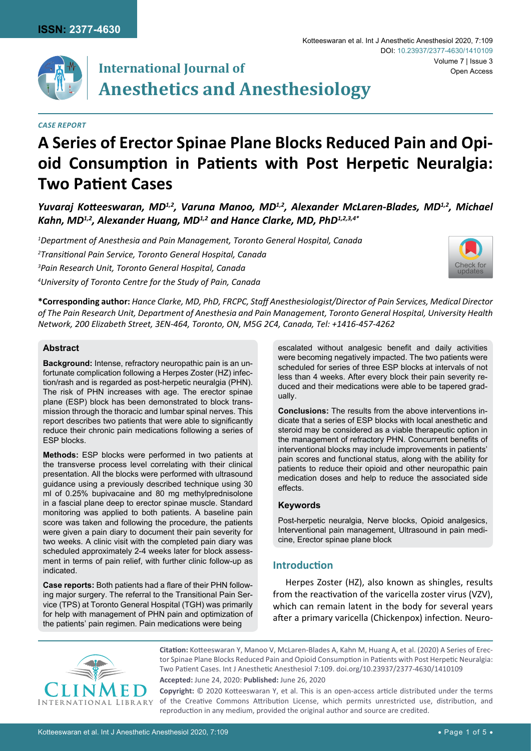CASE REPORT

# A Series of Erector Spinae Plane Blocks Reduced Pain and Opioid Consumption in Patients with Post Herpetic Neuralgia: Two Patient Cases

*Yuvaraj Kotteeswaran, MD[1,2], Varuna Manoo, MD[1,2], Alexander McLaren-Blades, MD[1,2], Michael Kahn, MD[1,2], Alexander Huang, MD[1,2] and Hance Clarke, MD, PhD[1,2,3,4]\**

*[1]Department of Anesthesia and Pain Management, Toronto General Hospital, Canada*
*[2]Transitional Pain Service, Toronto General Hospital, Canada*
*[3]Pain Research Unit, Toronto General Hospital, Canada*
*[4]University of Toronto Centre for the Study of Pain, Canada*

**\*Corresponding author:** *Hance Clarke, MD, PhD, FRCPC, Staff Anesthesiologist/Director of Pain Services, Medical Director of The Pain Research Unit, Department of Anesthesia and Pain Management, Toronto General Hospital, University Health Network, 200 Elizabeth Street, 3EN-464, Toronto, ON, M5G 2C4, Canada, Tel: +1416-457-4262*

## Abstract

**Background:** Intense, refractory neuropathic pain is an unfortunate complication following a Herpes Zoster (HZ) infection/rash and is regarded as post-herpetic neuralgia (PHN). The risk of PHN increases with age. The erector spinae plane (ESP) block has been demonstrated to block transmission through the thoracic and lumbar spinal nerves. This report describes two patients that were able to significantly reduce their chronic pain medications following a series of ESP blocks.

**Methods:** ESP blocks were performed in two patients at the transverse process level correlating with their clinical presentation. All the blocks were performed with ultrasound guidance using a previously described technique using 30 ml of 0.25% bupivacaine and 80 mg methylprednisolone in a fascial plane deep to erector spinae muscle. Standard monitoring was applied to both patients. A baseline pain score was taken and following the procedure, the patients were given a pain diary to document their pain severity for two weeks. A clinic visit with the completed pain diary was scheduled approximately 2-4 weeks later for block assessment in terms of pain relief, with further clinic follow-up as indicated.

**Case reports:** Both patients had a flare of their PHN following major surgery. The referral to the Transitional Pain Service (TPS) at Toronto General Hospital (TGH) was primarily for help with management of PHN pain and optimization of the patients' pain regimen. Pain medications were being escalated without analgesic benefit and daily activities were becoming negatively impacted. The two patients were scheduled for series of three ESP blocks at intervals of not less than 4 weeks. After every block their pain severity reduced and their medications were able to be tapered gradually.

**Conclusions:** The results from the above interventions indicate that a series of ESP blocks with local anesthetic and steroid may be considered as a viable therapeutic option in the management of refractory PHN. Concurrent benefits of interventional blocks may include improvements in patients' pain scores and functional status, along with the ability for patients to reduce their opioid and other neuropathic pain medication doses and help to reduce the associated side effects.

### Keywords

Post-herpetic neuralgia, Nerve blocks, Opioid analgesics, Interventional pain management, Ultrasound in pain medicine, Erector spinae plane block

## Introduction

Herpes Zoster (HZ), also known as shingles, results from the reactivation of the varicella zoster virus (VZV), which can remain latent in the body for several years after a primary varicella (Chickenpox) infection. Neuro-

**Citation:** Kotteeswaran Y, Manoo V, McLaren-Blades A, Kahn M, Huang A, et al. (2020) A Series of Erector Spinae Plane Blocks Reduced Pain and Opioid Consumption in Patients with Post Herpetic Neuralgia: Two Patient Cases. Int J Anesthetic Anesthesiol 7:109. doi.org/10.23937/2377-4630/1410109

**Accepted:** June 24, 2020: **Published:** June 26, 2020

**Copyright:** © 2020 Kotteeswaran Y, et al. This is an open-access article distributed under the terms of the Creative Commons Attribution License, which permits unrestricted use, distribution, and reproduction in any medium, provided the original author and source are credited.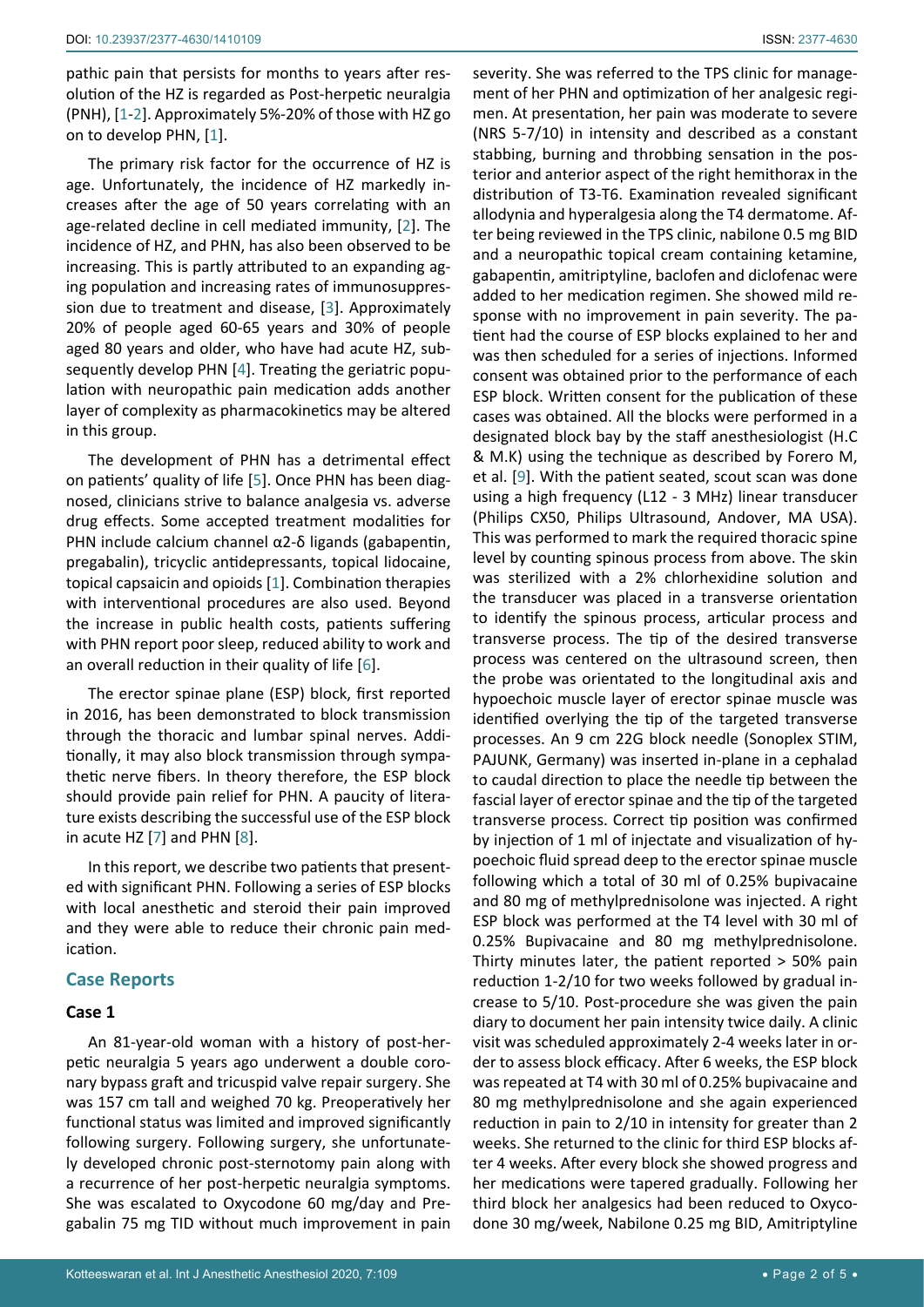pathic pain that persists for months to years after resolution of the HZ is regarded as Post-herpetic neuralgia (PNH), [1-2]. Approximately 5%-20% of those with HZ go on to develop PHN, [1].

The primary risk factor for the occurrence of HZ is age. Unfortunately, the incidence of HZ markedly increases after the age of 50 years correlating with an age-related decline in cell mediated immunity, [2]. The incidence of HZ, and PHN, has also been observed to be increasing. This is partly attributed to an expanding aging population and increasing rates of immunosuppression due to treatment and disease, [3]. Approximately 20% of people aged 60-65 years and 30% of people aged 80 years and older, who have had acute HZ, subsequently develop PHN [4]. Treating the geriatric population with neuropathic pain medication adds another layer of complexity as pharmacokinetics may be altered in this group.

The development of PHN has a detrimental effect on patients' quality of life [5]. Once PHN has been diagnosed, clinicians strive to balance analgesia vs. adverse drug effects. Some accepted treatment modalities for PHN include calcium channel α2-δ ligands (gabapentin, pregabalin), tricyclic antidepressants, topical lidocaine, topical capsaicin and opioids [1]. Combination therapies with interventional procedures are also used. Beyond the increase in public health costs, patients suffering with PHN report poor sleep, reduced ability to work and an overall reduction in their quality of life [6].

The erector spinae plane (ESP) block, first reported in 2016, has been demonstrated to block transmission through the thoracic and lumbar spinal nerves. Additionally, it may also block transmission through sympathetic nerve fibers. In theory therefore, the ESP block should provide pain relief for PHN. A paucity of literature exists describing the successful use of the ESP block in acute HZ [7] and PHN [8].

In this report, we describe two patients that presented with significant PHN. Following a series of ESP blocks with local anesthetic and steroid their pain improved and they were able to reduce their chronic pain medication.

## Case Reports

### Case 1

An 81-year-old woman with a history of post-herpetic neuralgia 5 years ago underwent a double coronary bypass graft and tricuspid valve repair surgery. She was 157 cm tall and weighed 70 kg. Preoperatively her functional status was limited and improved significantly following surgery. Following surgery, she unfortunately developed chronic post-sternotomy pain along with a recurrence of her post-herpetic neuralgia symptoms. She was escalated to Oxycodone 60 mg/day and Pregabalin 75 mg TID without much improvement in pain severity. She was referred to the TPS clinic for management of her PHN and optimization of her analgesic regimen. At presentation, her pain was moderate to severe (NRS 5-7/10) in intensity and described as a constant stabbing, burning and throbbing sensation in the posterior and anterior aspect of the right hemithorax in the distribution of T3-T6. Examination revealed significant allodynia and hyperalgesia along the T4 dermatome. After being reviewed in the TPS clinic, nabilone 0.5 mg BID and a neuropathic topical cream containing ketamine, gabapentin, amitriptyline, baclofen and diclofenac were added to her medication regimen. She showed mild response with no improvement in pain severity. The patient had the course of ESP blocks explained to her and was then scheduled for a series of injections. Informed consent was obtained prior to the performance of each ESP block. Written consent for the publication of these cases was obtained. All the blocks were performed in a designated block bay by the staff anesthesiologist (H.C & M.K) using the technique as described by Forero M, et al. [9]. With the patient seated, scout scan was done using a high frequency (L12 - 3 MHz) linear transducer (Philips CX50, Philips Ultrasound, Andover, MA USA). This was performed to mark the required thoracic spine level by counting spinous process from above. The skin was sterilized with a 2% chlorhexidine solution and the transducer was placed in a transverse orientation to identify the spinous process, articular process and transverse process. The tip of the desired transverse process was centered on the ultrasound screen, then the probe was orientated to the longitudinal axis and hypoechoic muscle layer of erector spinae muscle was identified overlying the tip of the targeted transverse processes. An 9 cm 22G block needle (Sonoplex STIM, PAJUNK, Germany) was inserted in-plane in a cephalad to caudal direction to place the needle tip between the fascial layer of erector spinae and the tip of the targeted transverse process. Correct tip position was confirmed by injection of 1 ml of injectate and visualization of hypoechoic fluid spread deep to the erector spinae muscle following which a total of 30 ml of 0.25% bupivacaine and 80 mg of methylprednisolone was injected. A right ESP block was performed at the T4 level with 30 ml of 0.25% Bupivacaine and 80 mg methylprednisolone. Thirty minutes later, the patient reported > 50% pain reduction 1-2/10 for two weeks followed by gradual increase to 5/10. Post-procedure she was given the pain diary to document her pain intensity twice daily. A clinic visit was scheduled approximately 2-4 weeks later in order to assess block efficacy. After 6 weeks, the ESP block was repeated at T4 with 30 ml of 0.25% bupivacaine and 80 mg methylprednisolone and she again experienced reduction in pain to 2/10 in intensity for greater than 2 weeks. She returned to the clinic for third ESP blocks after 4 weeks. After every block she showed progress and her medications were tapered gradually. Following her third block her analgesics had been reduced to Oxycodone 30 mg/week, Nabilone 0.25 mg BID, Amitriptyline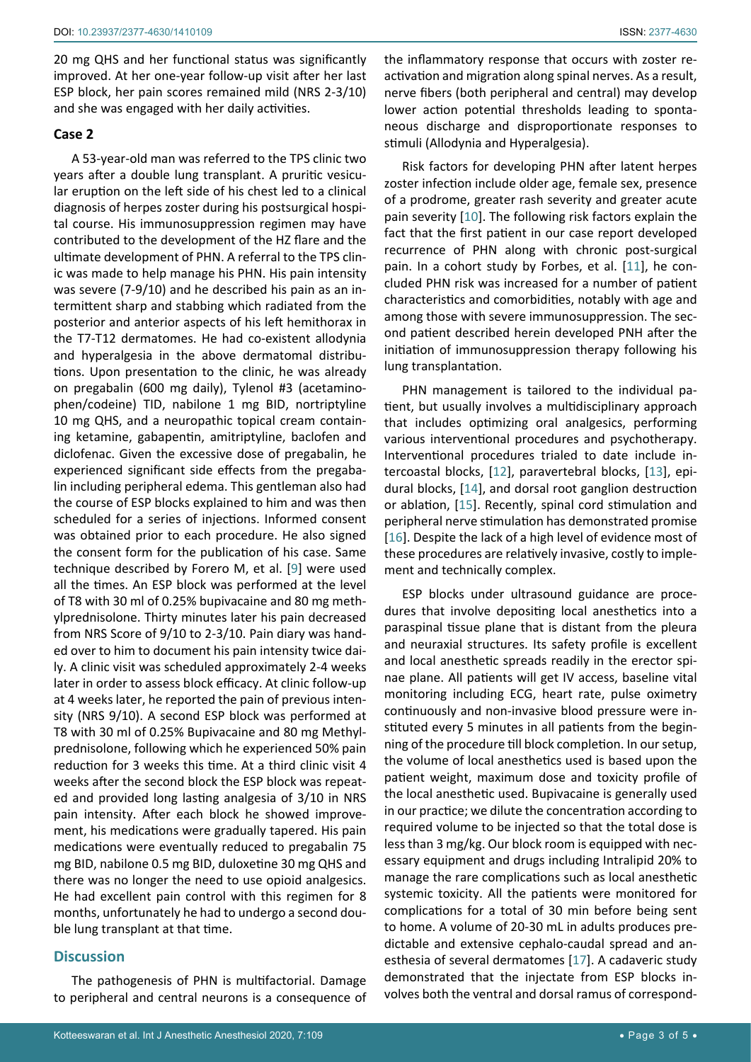20 mg QHS and her functional status was significantly improved. At her one-year follow-up visit after her last ESP block, her pain scores remained mild (NRS 2-3/10) and she was engaged with her daily activities.

## Case 2

A 53-year-old man was referred to the TPS clinic two years after a double lung transplant. A pruritic vesicular eruption on the left side of his chest led to a clinical diagnosis of herpes zoster during his postsurgical hospital course. His immunosuppression regimen may have contributed to the development of the HZ flare and the ultimate development of PHN. A referral to the TPS clinic was made to help manage his PHN. His pain intensity was severe (7-9/10) and he described his pain as an intermittent sharp and stabbing which radiated from the posterior and anterior aspects of his left hemithorax in the T7-T12 dermatomes. He had co-existent allodynia and hyperalgesia in the above dermatomal distributions. Upon presentation to the clinic, he was already on pregabalin (600 mg daily), Tylenol #3 (acetaminophen/codeine) TID, nabilone 1 mg BID, nortriptyline 10 mg QHS, and a neuropathic topical cream containing ketamine, gabapentin, amitriptyline, baclofen and diclofenac. Given the excessive dose of pregabalin, he experienced significant side effects from the pregabalin including peripheral edema. This gentleman also had the course of ESP blocks explained to him and was then scheduled for a series of injections. Informed consent was obtained prior to each procedure. He also signed the consent form for the publication of his case. Same technique described by Forero M, et al. [9] were used all the times. An ESP block was performed at the level of T8 with 30 ml of 0.25% bupivacaine and 80 mg methylprednisolone. Thirty minutes later his pain decreased from NRS Score of 9/10 to 2-3/10. Pain diary was handed over to him to document his pain intensity twice daily. A clinic visit was scheduled approximately 2-4 weeks later in order to assess block efficacy. At clinic follow-up at 4 weeks later, he reported the pain of previous intensity (NRS 9/10). A second ESP block was performed at T8 with 30 ml of 0.25% Bupivacaine and 80 mg Methylprednisolone, following which he experienced 50% pain reduction for 3 weeks this time. At a third clinic visit 4 weeks after the second block the ESP block was repeated and provided long lasting analgesia of 3/10 in NRS pain intensity. After each block he showed improvement, his medications were gradually tapered. His pain medications were eventually reduced to pregabalin 75 mg BID, nabilone 0.5 mg BID, duloxetine 30 mg QHS and there was no longer the need to use opioid analgesics. He had excellent pain control with this regimen for 8 months, unfortunately he had to undergo a second double lung transplant at that time.

## Discussion

The pathogenesis of PHN is multifactorial. Damage to peripheral and central neurons is a consequence of the inflammatory response that occurs with zoster reactivation and migration along spinal nerves. As a result, nerve fibers (both peripheral and central) may develop lower action potential thresholds leading to spontaneous discharge and disproportionate responses to stimuli (Allodynia and Hyperalgesia).

Risk factors for developing PHN after latent herpes zoster infection include older age, female sex, presence of a prodrome, greater rash severity and greater acute pain severity [10]. The following risk factors explain the fact that the first patient in our case report developed recurrence of PHN along with chronic post-surgical pain. In a cohort study by Forbes, et al. [11], he concluded PHN risk was increased for a number of patient characteristics and comorbidities, notably with age and among those with severe immunosuppression. The second patient described herein developed PNH after the initiation of immunosuppression therapy following his lung transplantation.

PHN management is tailored to the individual patient, but usually involves a multidisciplinary approach that includes optimizing oral analgesics, performing various interventional procedures and psychotherapy. Interventional procedures trialed to date include intercoastal blocks, [12], paravertebral blocks, [13], epidural blocks, [14], and dorsal root ganglion destruction or ablation, [15]. Recently, spinal cord stimulation and peripheral nerve stimulation has demonstrated promise [16]. Despite the lack of a high level of evidence most of these procedures are relatively invasive, costly to implement and technically complex.

ESP blocks under ultrasound guidance are procedures that involve depositing local anesthetics into a paraspinal tissue plane that is distant from the pleura and neuraxial structures. Its safety profile is excellent and local anesthetic spreads readily in the erector spinae plane. All patients will get IV access, baseline vital monitoring including ECG, heart rate, pulse oximetry continuously and non-invasive blood pressure were instituted every 5 minutes in all patients from the beginning of the procedure till block completion. In our setup, the volume of local anesthetics used is based upon the patient weight, maximum dose and toxicity profile of the local anesthetic used. Bupivacaine is generally used in our practice; we dilute the concentration according to required volume to be injected so that the total dose is less than 3 mg/kg. Our block room is equipped with necessary equipment and drugs including Intralipid 20% to manage the rare complications such as local anesthetic systemic toxicity. All the patients were monitored for complications for a total of 30 min before being sent to home. A volume of 20-30 mL in adults produces predictable and extensive cephalo-caudal spread and anesthesia of several dermatomes [17]. A cadaveric study demonstrated that the injectate from ESP blocks involves both the ventral and dorsal ramus of correspond-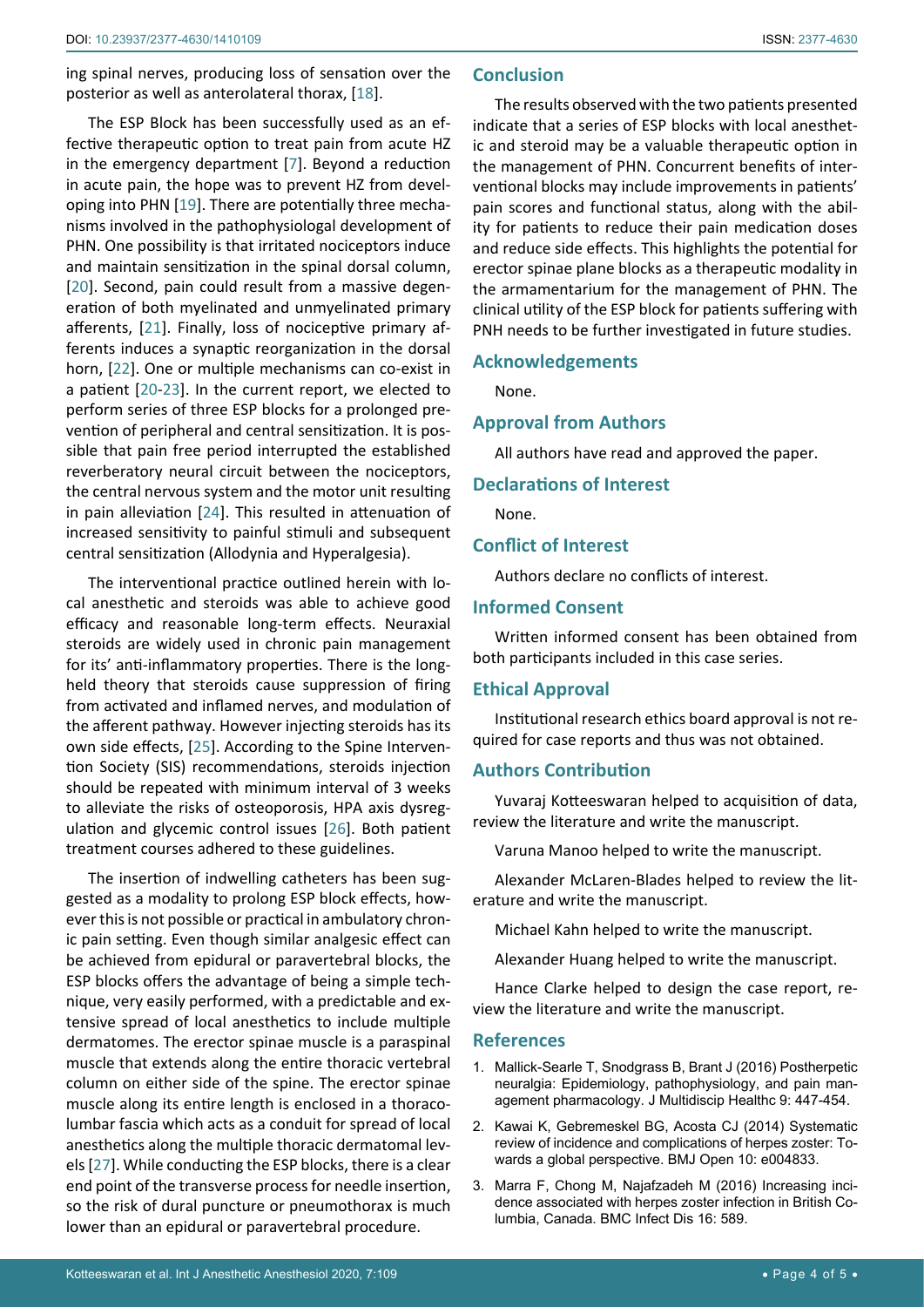ing spinal nerves, producing loss of sensation over the posterior as well as anterolateral thorax, [18].

The ESP Block has been successfully used as an effective therapeutic option to treat pain from acute HZ in the emergency department [7]. Beyond a reduction in acute pain, the hope was to prevent HZ from developing into PHN [19]. There are potentially three mechanisms involved in the pathophysiological development of PHN. One possibility is that irritated nociceptors induce and maintain sensitization in the spinal dorsal column, [20]. Second, pain could result from a massive degeneration of both myelinated and unmyelinated primary afferents, [21]. Finally, loss of nociceptive primary afferents induces a synaptic reorganization in the dorsal horn, [22]. One or multiple mechanisms can co-exist in a patient [20-23]. In the current report, we elected to perform series of three ESP blocks for a prolonged prevention of peripheral and central sensitization. It is possible that pain free period interrupted the established reverberatory neural circuit between the nociceptors, the central nervous system and the motor unit resulting in pain alleviation [24]. This resulted in attenuation of increased sensitivity to painful stimuli and subsequent central sensitization (Allodynia and Hyperalgesia).

The interventional practice outlined herein with local anesthetic and steroids was able to achieve good efficacy and reasonable long-term effects. Neuraxial steroids are widely used in chronic pain management for its' anti-inflammatory properties. There is the long-held theory that steroids cause suppression of firing from activated and inflamed nerves, and modulation of the afferent pathway. However injecting steroids has its own side effects, [25]. According to the Spine Intervention Society (SIS) recommendations, steroids injection should be repeated with minimum interval of 3 weeks to alleviate the risks of osteoporosis, HPA axis dysregulation and glycemic control issues [26]. Both patient treatment courses adhered to these guidelines.

The insertion of indwelling catheters has been suggested as a modality to prolong ESP block effects, however this is not possible or practical in ambulatory chronic pain setting. Even though similar analgesic effect can be achieved from epidural or paravertebral blocks, the ESP blocks offers the advantage of being a simple technique, very easily performed, with a predictable and extensive spread of local anesthetics to include multiple dermatomes. The erector spinae muscle is a paraspinal muscle that extends along the entire thoracic vertebral column on either side of the spine. The erector spinae muscle along its entire length is enclosed in a thoracolumbar fascia which acts as a conduit for spread of local anesthetics along the multiple thoracic dermatomal levels [27]. While conducting the ESP blocks, there is a clear end point of the transverse process for needle insertion, so the risk of dural puncture or pneumothorax is much lower than an epidural or paravertebral procedure.

## Conclusion

The results observed with the two patients presented indicate that a series of ESP blocks with local anesthetic and steroid may be a valuable therapeutic option in the management of PHN. Concurrent benefits of interventional blocks may include improvements in patients' pain scores and functional status, along with the ability for patients to reduce their pain medication doses and reduce side effects. This highlights the potential for erector spinae plane blocks as a therapeutic modality in the armamentarium for the management of PHN. The clinical utility of the ESP block for patients suffering with PNH needs to be further investigated in future studies.

## Acknowledgements

None.

## Approval from Authors

All authors have read and approved the paper.

## Declarations of Interest

None.

## Conflict of Interest

Authors declare no conflicts of interest.

## Informed Consent

Written informed consent has been obtained from both participants included in this case series.

## Ethical Approval

Institutional research ethics board approval is not required for case reports and thus was not obtained.

## Authors Contribution

Yuvaraj Kotteeswaran helped to acquisition of data, review the literature and write the manuscript.

Varuna Manoo helped to write the manuscript.

Alexander McLaren-Blades helped to review the literature and write the manuscript.

Michael Kahn helped to write the manuscript.

Alexander Huang helped to write the manuscript.

Hance Clarke helped to design the case report, review the literature and write the manuscript.

## References

1. Mallick-Searle T, Snodgrass B, Brant J (2016) Postherpetic neuralgia: Epidemiology, pathophysiology, and pain management pharmacology. J Multidiscip Healthc 9: 447-454.
2. Kawai K, Gebremeskel BG, Acosta CJ (2014) Systematic review of incidence and complications of herpes zoster: Towards a global perspective. BMJ Open 10: e004833.
3. Marra F, Chong M, Najafzadeh M (2016) Increasing incidence associated with herpes zoster infection in British Columbia, Canada. BMC Infect Dis 16: 589.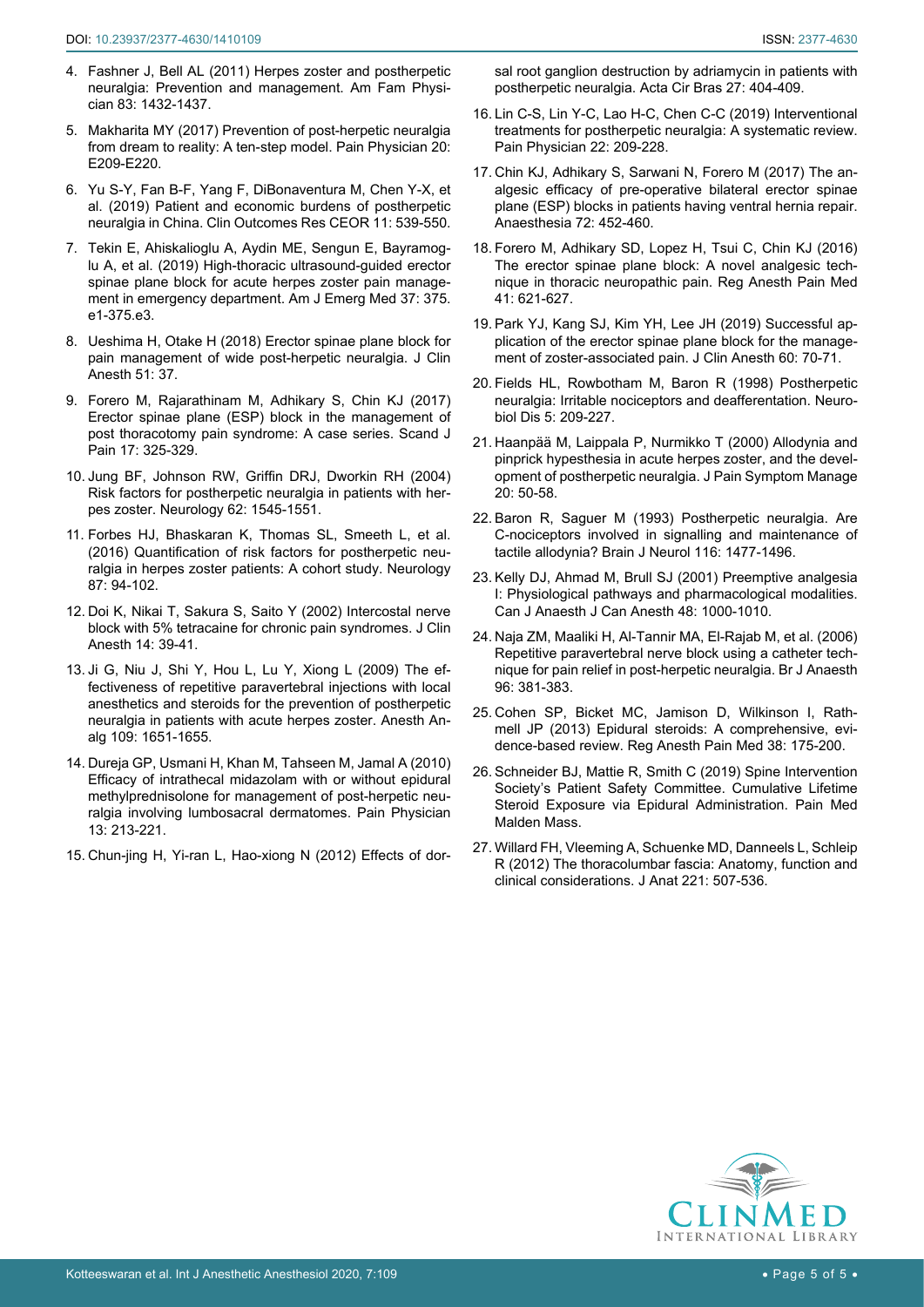4. Fashner J, Bell AL (2011) Herpes zoster and postherpetic neuralgia: Prevention and management. Am Fam Physician 83: 1432-1437.
5. Makharita MY (2017) Prevention of post-herpetic neuralgia from dream to reality: A ten-step model. Pain Physician 20: E209-E220.
6. Yu S-Y, Fan B-F, Yang F, DiBonaventura M, Chen Y-X, et al. (2019) Patient and economic burdens of postherpetic neuralgia in China. Clin Outcomes Res CEOR 11: 539-550.
7. Tekin E, Ahiskalioglu A, Aydin ME, Sengun E, Bayramoglu A, et al. (2019) High-thoracic ultrasound-guided erector spinae plane block for acute herpes zoster pain management in emergency department. Am J Emerg Med 37: 375.e1-375.e3.
8. Ueshima H, Otake H (2018) Erector spinae plane block for pain management of wide post-herpetic neuralgia. J Clin Anesth 51: 37.
9. Forero M, Rajarathinam M, Adhikary S, Chin KJ (2017) Erector spinae plane (ESP) block in the management of post thoracotomy pain syndrome: A case series. Scand J Pain 17: 325-329.
10. Jung BF, Johnson RW, Griffin DRJ, Dworkin RH (2004) Risk factors for postherpetic neuralgia in patients with herpes zoster. Neurology 62: 1545-1551.
11. Forbes HJ, Bhaskaran K, Thomas SL, Smeeth L, et al. (2016) Quantification of risk factors for postherpetic neuralgia in herpes zoster patients: A cohort study. Neurology 87: 94-102.
12. Doi K, Nikai T, Sakura S, Saito Y (2002) Intercostal nerve block with 5% tetracaine for chronic pain syndromes. J Clin Anesth 14: 39-41.
13. Ji G, Niu J, Shi Y, Hou L, Lu Y, Xiong L (2009) The effectiveness of repetitive paravertebral injections with local anesthetics and steroids for the prevention of postherpetic neuralgia in patients with acute herpes zoster. Anesth Analg 109: 1651-1655.
14. Dureja GP, Usmani H, Khan M, Tahseen M, Jamal A (2010) Efficacy of intrathecal midazolam with or without epidural methylprednisolone for management of post-herpetic neuralgia involving lumbosacral dermatomes. Pain Physician 13: 213-221.
15. Chun-jing H, Yi-ran L, Hao-xiong N (2012) Effects of dorsal root ganglion destruction by adriamycin in patients with postherpetic neuralgia. Acta Cir Bras 27: 404-409.
16. Lin C-S, Lin Y-C, Lao H-C, Chen C-C (2019) Interventional treatments for postherpetic neuralgia: A systematic review. Pain Physician 22: 209-228.
17. Chin KJ, Adhikary S, Sarwani N, Forero M (2017) The analgesic efficacy of pre-operative bilateral erector spinae plane (ESP) blocks in patients having ventral hernia repair. Anaesthesia 72: 452-460.
18. Forero M, Adhikary SD, Lopez H, Tsui C, Chin KJ (2016) The erector spinae plane block: A novel analgesic technique in thoracic neuropathic pain. Reg Anesth Pain Med 41: 621-627.
19. Park YJ, Kang SJ, Kim YH, Lee JH (2019) Successful application of the erector spinae plane block for the management of zoster-associated pain. J Clin Anesth 60: 70-71.
20. Fields HL, Rowbotham M, Baron R (1998) Postherpetic neuralgia: Irritable nociceptors and deafferentation. Neurobiol Dis 5: 209-227.
21. Haanpää M, Laippala P, Nurmikko T (2000) Allodynia and pinprick hypesthesia in acute herpes zoster, and the development of postherpetic neuralgia. J Pain Symptom Manage 20: 50-58.
22. Baron R, Saguer M (1993) Postherpetic neuralgia. Are C-nociceptors involved in signalling and maintenance of tactile allodynia? Brain J Neurol 116: 1477-1496.
23. Kelly DJ, Ahmad M, Brull SJ (2001) Preemptive analgesia I: Physiological pathways and pharmacological modalities. Can J Anaesth J Can Anesth 48: 1000-1010.
24. Naja ZM, Maaliki H, Al-Tannir MA, El-Rajab M, et al. (2006) Repetitive paravertebral nerve block using a catheter technique for pain relief in post-herpetic neuralgia. Br J Anaesth 96: 381-383.
25. Cohen SP, Bicket MC, Jamison D, Wilkinson I, Rathmell JP (2013) Epidural steroids: A comprehensive, evidence-based review. Reg Anesth Pain Med 38: 175-200.
26. Schneider BJ, Mattie R, Smith C (2019) Spine Intervention Society's Patient Safety Committee. Cumulative Lifetime Steroid Exposure via Epidural Administration. Pain Med Malden Mass.
27. Willard FH, Vleeming A, Schuenke MD, Danneels L, Schleip R (2012) The thoracolumbar fascia: Anatomy, function and clinical considerations. J Anat 221: 507-536.